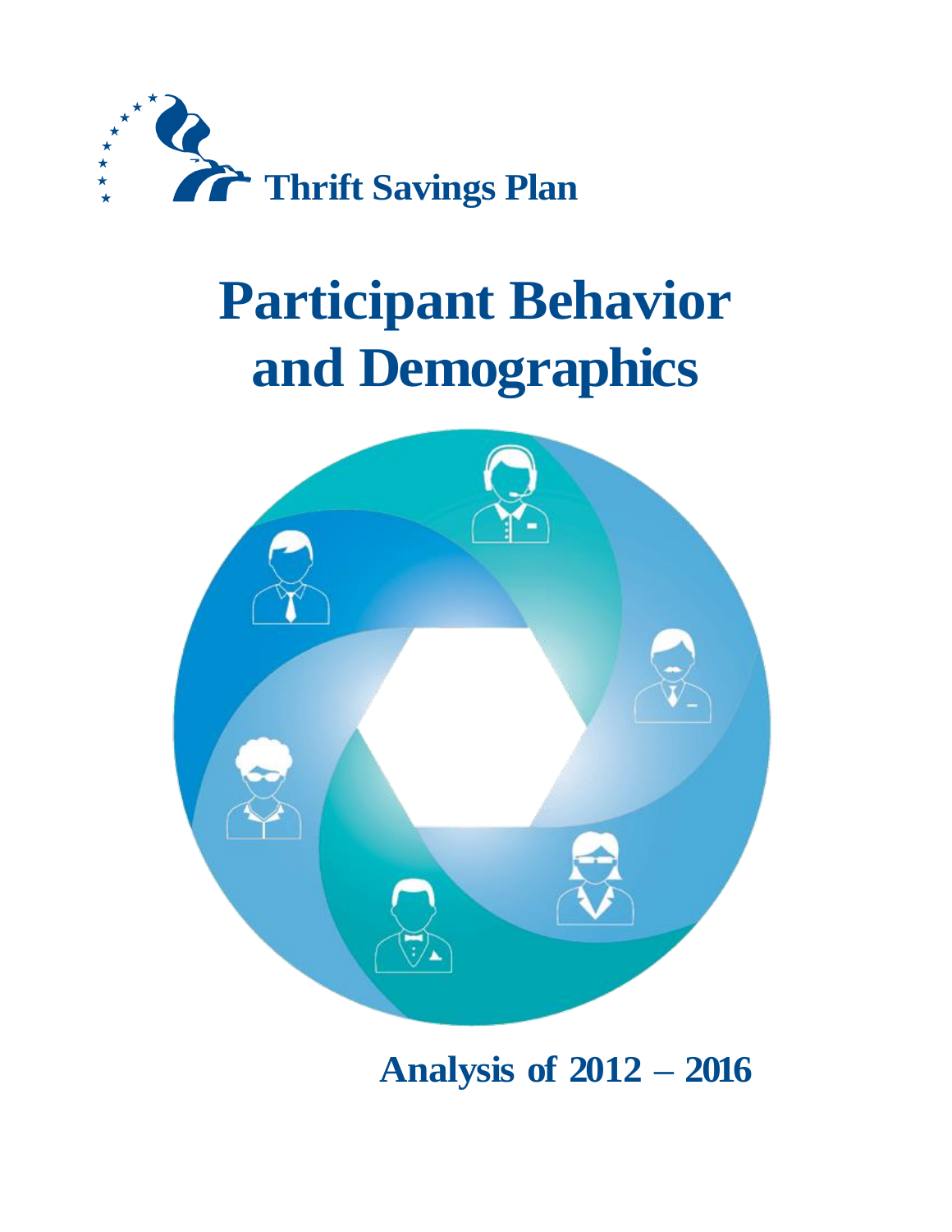**Thrift Savings Plan**

# Participant Behavior and Demographics

## Analysis of 2012 – 2016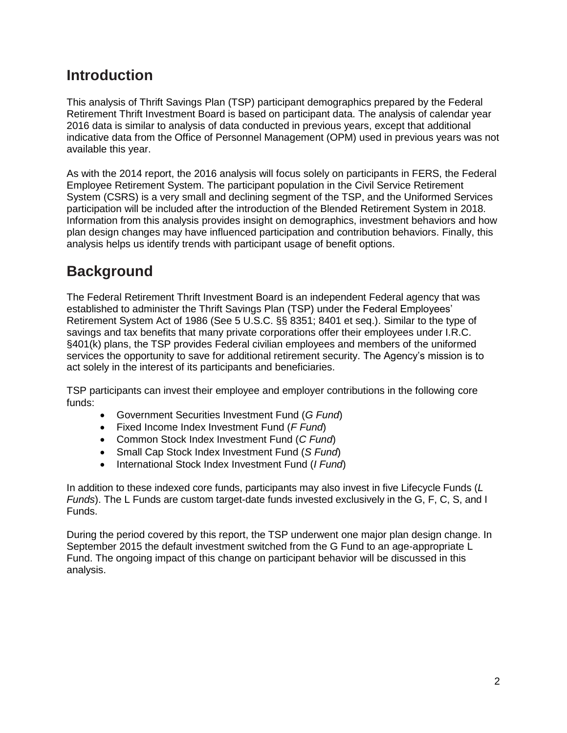## Introduction

This analysis of Thrift Savings Plan (TSP) participant demographics prepared by the Federal Retirement Thrift Investment Board is based on participant data. The analysis of calendar year 2016 data is similar to analysis of data conducted in previous years, except that additional indicative data from the Office of Personnel Management (OPM) used in previous years was not available this year.

As with the 2014 report, the 2016 analysis will focus solely on participants in FERS, the Federal Employee Retirement System. The participant population in the Civil Service Retirement System (CSRS) is a very small and declining segment of the TSP, and the Uniformed Services participation will be included after the introduction of the Blended Retirement System in 2018. Information from this analysis provides insight on demographics, investment behaviors and how plan design changes may have influenced participation and contribution behaviors. Finally, this analysis helps us identify trends with participant usage of benefit options.

## Background

The Federal Retirement Thrift Investment Board is an independent Federal agency that was established to administer the Thrift Savings Plan (TSP) under the Federal Employees' Retirement System Act of 1986 (See 5 U.S.C. §§ 8351; 8401 et seq.). Similar to the type of savings and tax benefits that many private corporations offer their employees under I.R.C. §401(k) plans, the TSP provides Federal civilian employees and members of the uniformed services the opportunity to save for additional retirement security. The Agency's mission is to act solely in the interest of its participants and beneficiaries.

TSP participants can invest their employee and employer contributions in the following core funds:

- Government Securities Investment Fund (*G Fund*)
- Fixed Income Index Investment Fund (*F Fund*)
- Common Stock Index Investment Fund (*C Fund*)
- Small Cap Stock Index Investment Fund (*S Fund*)
- International Stock Index Investment Fund (*I Fund*)

In addition to these indexed core funds, participants may also invest in five Lifecycle Funds (*L Funds*). The L Funds are custom target-date funds invested exclusively in the G, F, C, S, and I Funds.

During the period covered by this report, the TSP underwent one major plan design change. In September 2015 the default investment switched from the G Fund to an age-appropriate L Fund. The ongoing impact of this change on participant behavior will be discussed in this analysis.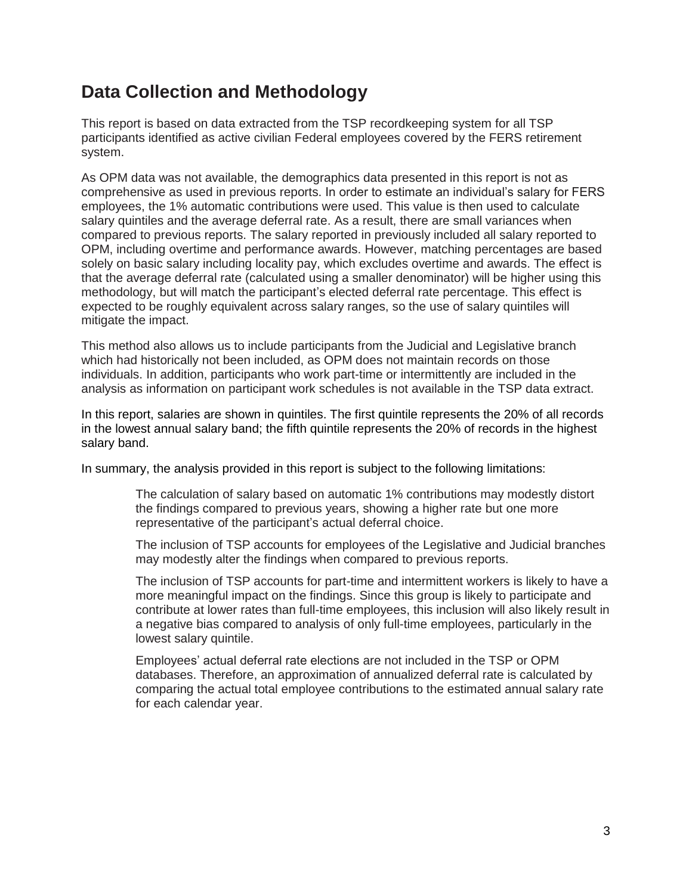## Data Collection and Methodology

This report is based on data extracted from the TSP recordkeeping system for all TSP participants identified as active civilian Federal employees covered by the FERS retirement system.

As OPM data was not available, the demographics data presented in this report is not as comprehensive as used in previous reports. In order to estimate an individual's salary for FERS employees, the 1% automatic contributions were used. This value is then used to calculate salary quintiles and the average deferral rate. As a result, there are small variances when compared to previous reports. The salary reported in previously included all salary reported to OPM, including overtime and performance awards. However, matching percentages are based solely on basic salary including locality pay, which excludes overtime and awards. The effect is that the average deferral rate (calculated using a smaller denominator) will be higher using this methodology, but will match the participant's elected deferral rate percentage. This effect is expected to be roughly equivalent across salary ranges, so the use of salary quintiles will mitigate the impact.

This method also allows us to include participants from the Judicial and Legislative branch which had historically not been included, as OPM does not maintain records on those individuals. In addition, participants who work part-time or intermittently are included in the analysis as information on participant work schedules is not available in the TSP data extract.

In this report, salaries are shown in quintiles. The first quintile represents the 20% of all records in the lowest annual salary band; the fifth quintile represents the 20% of records in the highest salary band.

In summary, the analysis provided in this report is subject to the following limitations:

- The calculation of salary based on automatic 1% contributions may modestly distort the findings compared to previous years, showing a higher rate but one more representative of the participant's actual deferral choice.
- The inclusion of TSP accounts for employees of the Legislative and Judicial branches may modestly alter the findings when compared to previous reports.
- The inclusion of TSP accounts for part-time and intermittent workers is likely to have a more meaningful impact on the findings. Since this group is likely to participate and contribute at lower rates than full-time employees, this inclusion will also likely result in a negative bias compared to analysis of only full-time employees, particularly in the lowest salary quintile.
- Employees' actual deferral rate elections are not included in the TSP or OPM databases. Therefore, an approximation of annualized deferral rate is calculated by comparing the actual total employee contributions to the estimated annual salary rate for each calendar year.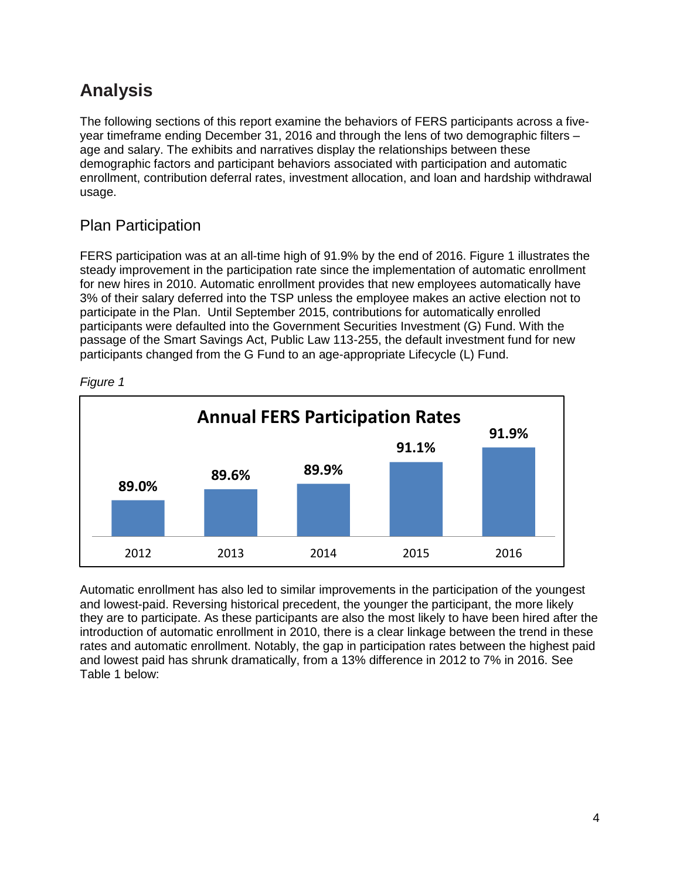# Analysis

The following sections of this report examine the behaviors of FERS participants across a five-year timeframe ending December 31, 2016 and through the lens of two demographic filters – age and salary. The exhibits and narratives display the relationships between these demographic factors and participant behaviors associated with participation and automatic enrollment, contribution deferral rates, investment allocation, and loan and hardship withdrawal usage.

## Plan Participation

FERS participation was at an all-time high of 91.9% by the end of 2016. Figure 1 illustrates the steady improvement in the participation rate since the implementation of automatic enrollment for new hires in 2010. Automatic enrollment provides that new employees automatically have 3% of their salary deferred into the TSP unless the employee makes an active election not to participate in the Plan. Until September 2015, contributions for automatically enrolled participants were defaulted into the Government Securities Investment (G) Fund. With the passage of the Smart Savings Act, Public Law 113-255, the default investment fund for new participants changed from the G Fund to an age-appropriate Lifecycle (L) Fund.

*Figure 1*

**Annual FERS Participation Rates**

| Year | Participation Rate |
|---|---|
| 2012 | 89.0% |
| 2013 | 89.6% |
| 2014 | 89.9% |
| 2015 | 91.1% |
| 2016 | 91.9% |

Automatic enrollment has also led to similar improvements in the participation of the youngest and lowest-paid. Reversing historical precedent, the younger the participant, the more likely they are to participate. As these participants are also the most likely to have been hired after the introduction of automatic enrollment in 2010, there is a clear linkage between the trend in these rates and automatic enrollment. Notably, the gap in participation rates between the highest paid and lowest paid has shrunk dramatically, from a 13% difference in 2012 to 7% in 2016. See Table 1 below: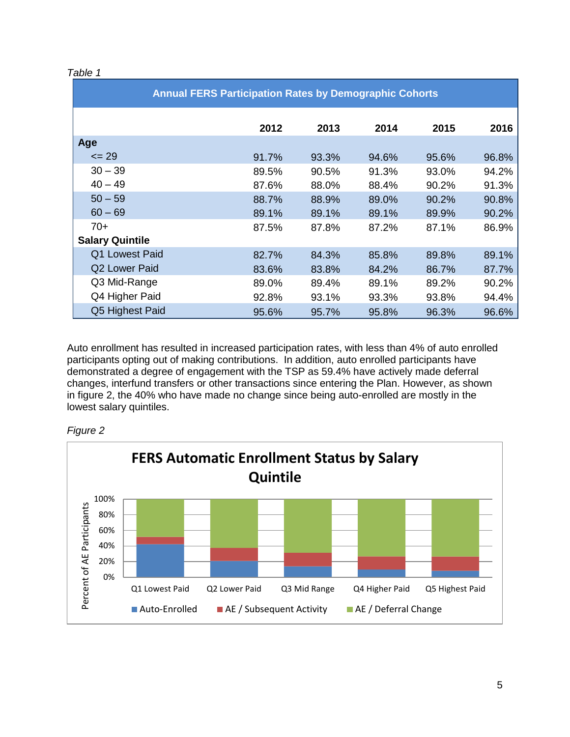*Table 1*

| Annual FERS Participation Rates by Demographic Cohorts | | | | | |
|---|---|---|---|---|---|
| | **2012** | **2013** | **2014** | **2015** | **2016** |
| **Age** | | | | | |
| <= 29 | 91.7% | 93.3% | 94.6% | 95.6% | 96.8% |
| 30 – 39 | 89.5% | 90.5% | 91.3% | 93.0% | 94.2% |
| 40 – 49 | 87.6% | 88.0% | 88.4% | 90.2% | 91.3% |
| 50 – 59 | 88.7% | 88.9% | 89.0% | 90.2% | 90.8% |
| 60 – 69 | 89.1% | 89.1% | 89.1% | 89.9% | 90.2% |
| 70+ | 87.5% | 87.8% | 87.2% | 87.1% | 86.9% |
| **Salary Quintile** | | | | | |
| Q1 Lowest Paid | 82.7% | 84.3% | 85.8% | 89.8% | 89.1% |
| Q2 Lower Paid | 83.6% | 83.8% | 84.2% | 86.7% | 87.7% |
| Q3 Mid-Range | 89.0% | 89.4% | 89.1% | 89.2% | 90.2% |
| Q4 Higher Paid | 92.8% | 93.1% | 93.3% | 93.8% | 94.4% |
| Q5 Highest Paid | 95.6% | 95.7% | 95.8% | 96.3% | 96.6% |

Auto enrollment has resulted in increased participation rates, with less than 4% of auto enrolled participants opting out of making contributions. In addition, auto enrolled participants have demonstrated a degree of engagement with the TSP as 59.4% have actively made deferral changes, interfund transfers or other transactions since entering the Plan. However, as shown in figure 2, the 40% who have made no change since being auto-enrolled are mostly in the lowest salary quintiles.

*Figure 2*

**FERS Automatic Enrollment Status by Salary Quintile**

Y-axis: Percent of AE Participants (0% – 100%)

Categories: Q1 Lowest Paid, Q2 Lower Paid, Q3 Mid Range, Q4 Higher Paid, Q5 Highest Paid

Legend: Auto-Enrolled; AE / Subsequent Activity; AE / Deferral Change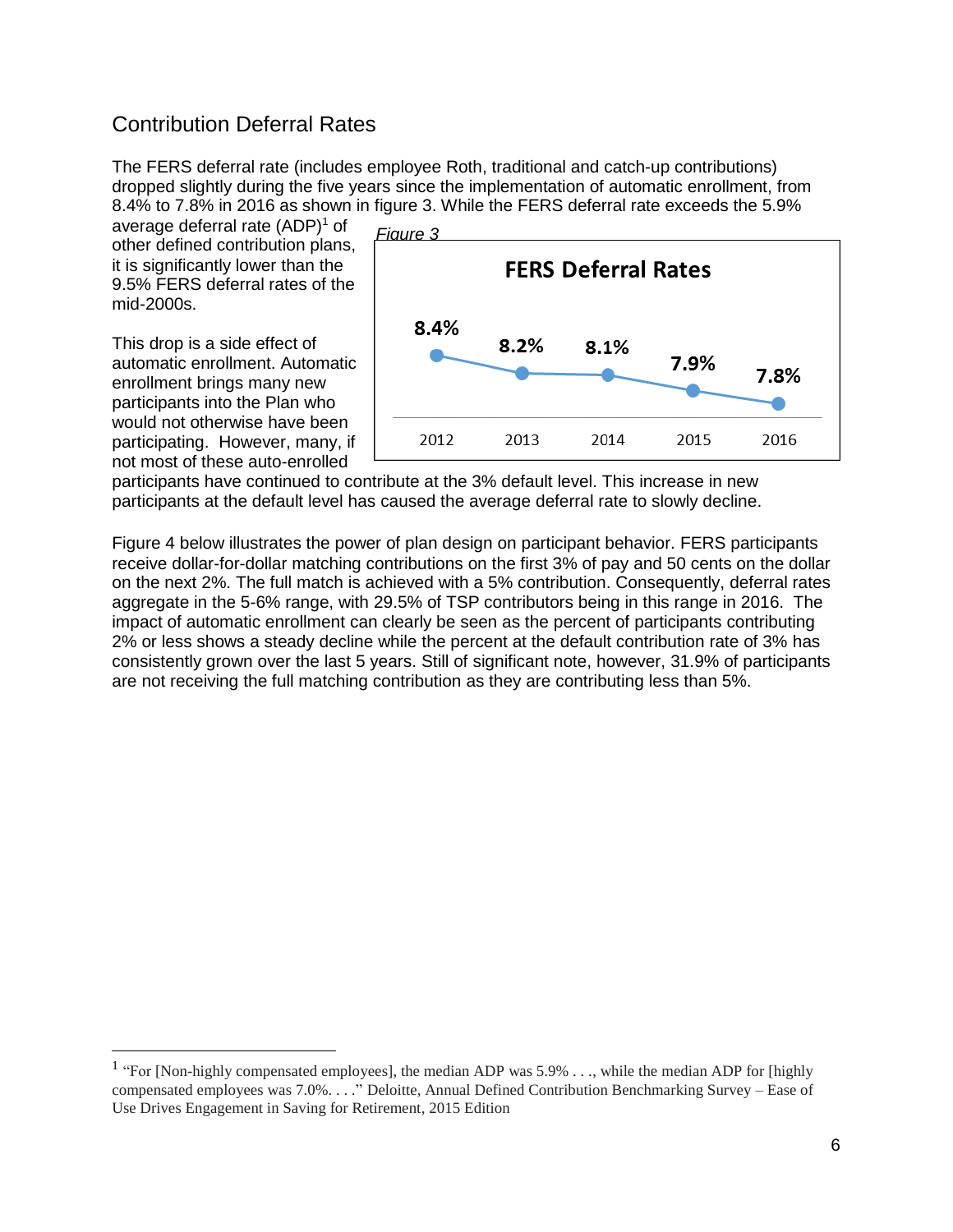## Contribution Deferral Rates

The FERS deferral rate (includes employee Roth, traditional and catch-up contributions) dropped slightly during the five years since the implementation of automatic enrollment, from 8.4% to 7.8% in 2016 as shown in figure 3. While the FERS deferral rate exceeds the 5.9% average deferral rate (ADP)[1] of other defined contribution plans, it is significantly lower than the 9.5% FERS deferral rates of the mid-2000s.

*Figure 3*

**FERS Deferral Rates**

| 2012 | 2013 | 2014 | 2015 | 2016 |
|---|---|---|---|---|
| 8.4% | 8.2% | 8.1% | 7.9% | 7.8% |

This drop is a side effect of automatic enrollment. Automatic enrollment brings many new participants into the Plan who would not otherwise have been participating. However, many, if not most of these auto-enrolled participants have continued to contribute at the 3% default level. This increase in new participants at the default level has caused the average deferral rate to slowly decline.

Figure 4 below illustrates the power of plan design on participant behavior. FERS participants receive dollar-for-dollar matching contributions on the first 3% of pay and 50 cents on the dollar on the next 2%. The full match is achieved with a 5% contribution. Consequently, deferral rates aggregate in the 5-6% range, with 29.5% of TSP contributors being in this range in 2016. The impact of automatic enrollment can clearly be seen as the percent of participants contributing 2% or less shows a steady decline while the percent at the default contribution rate of 3% has consistently grown over the last 5 years. Still of significant note, however, 31.9% of participants are not receiving the full matching contribution as they are contributing less than 5%.

---

[1] "For [Non-highly compensated employees], the median ADP was 5.9% . . ., while the median ADP for [highly compensated employees was 7.0%. . . ." Deloitte, Annual Defined Contribution Benchmarking Survey – Ease of Use Drives Engagement in Saving for Retirement, 2015 Edition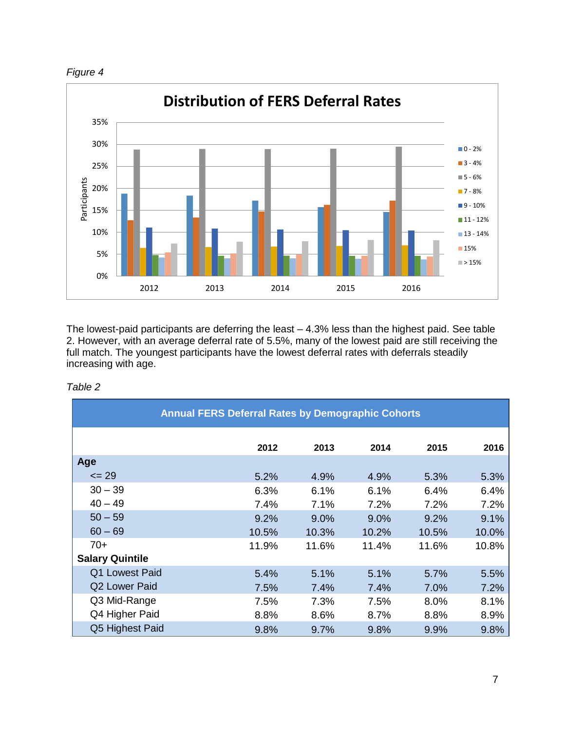*Figure 4*

The lowest-paid participants are deferring the least – 4.3% less than the highest paid. See table 2. However, with an average deferral rate of 5.5%, many of the lowest paid are still receiving the full match. The youngest participants have the lowest deferral rates with deferrals steadily increasing with age.

*Table 2*

| Annual FERS Deferral Rates by Demographic Cohorts | | | | | |
|---|---|---|---|---|---|
| | **2012** | **2013** | **2014** | **2015** | **2016** |
| **Age** | | | | | |
| <= 29 | 5.2% | 4.9% | 4.9% | 5.3% | 5.3% |
| 30 – 39 | 6.3% | 6.1% | 6.1% | 6.4% | 6.4% |
| 40 – 49 | 7.4% | 7.1% | 7.2% | 7.2% | 7.2% |
| 50 – 59 | 9.2% | 9.0% | 9.0% | 9.2% | 9.1% |
| 60 – 69 | 10.5% | 10.3% | 10.2% | 10.5% | 10.0% |
| 70+ | 11.9% | 11.6% | 11.4% | 11.6% | 10.8% |
| **Salary Quintile** | | | | | |
| Q1 Lowest Paid | 5.4% | 5.1% | 5.1% | 5.7% | 5.5% |
| Q2 Lower Paid | 7.5% | 7.4% | 7.4% | 7.0% | 7.2% |
| Q3 Mid-Range | 7.5% | 7.3% | 7.5% | 8.0% | 8.1% |
| Q4 Higher Paid | 8.8% | 8.6% | 8.7% | 8.8% | 8.9% |
| Q5 Highest Paid | 9.8% | 9.7% | 9.8% | 9.9% | 9.8% |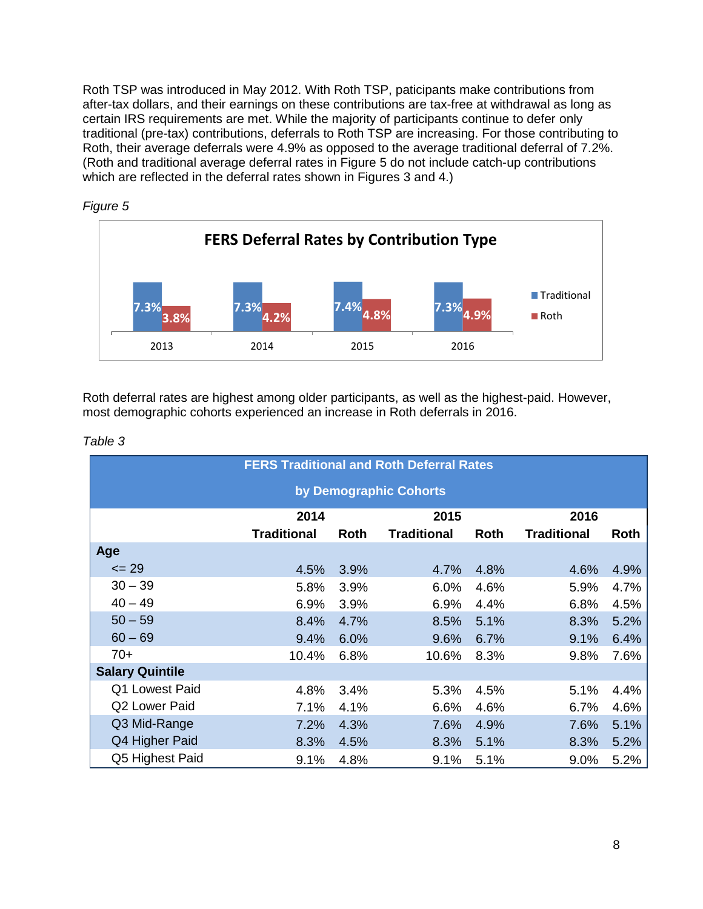Roth TSP was introduced in May 2012. With Roth TSP, paticipants make contributions from after-tax dollars, and their earnings on these contributions are tax-free at withdrawal as long as certain IRS requirements are met. While the majority of participants continue to defer only traditional (pre-tax) contributions, deferrals to Roth TSP are increasing. For those contributing to Roth, their average deferrals were 4.9% as opposed to the average traditional deferral of 7.2%. (Roth and traditional average deferral rates in Figure 5 do not include catch-up contributions which are reflected in the deferral rates shown in Figures 3 and 4.)

*Figure 5*

**FERS Deferral Rates by Contribution Type**

| | 2013 | 2014 | 2015 | 2016 |
|---|---|---|---|---|
| Traditional | 7.3% | 7.3% | 7.4% | 7.3% |
| Roth | 3.8% | 4.2% | 4.8% | 4.9% |

Roth deferral rates are highest among older participants, as well as the highest-paid. However, most demographic cohorts experienced an increase in Roth deferrals in 2016.

*Table 3*

| FERS Traditional and Roth Deferral Rates by Demographic Cohorts | 2014 | | 2015 | | 2016 | |
|---|---|---|---|---|---|---|
| | Traditional | Roth | Traditional | Roth | Traditional | Roth |
| **Age** | | | | | | |
| <= 29 | 4.5% | 3.9% | 4.7% | 4.8% | 4.6% | 4.9% |
| 30 – 39 | 5.8% | 3.9% | 6.0% | 4.6% | 5.9% | 4.7% |
| 40 – 49 | 6.9% | 3.9% | 6.9% | 4.4% | 6.8% | 4.5% |
| 50 – 59 | 8.4% | 4.7% | 8.5% | 5.1% | 8.3% | 5.2% |
| 60 – 69 | 9.4% | 6.0% | 9.6% | 6.7% | 9.1% | 6.4% |
| 70+ | 10.4% | 6.8% | 10.6% | 8.3% | 9.8% | 7.6% |
| **Salary Quintile** | | | | | | |
| Q1 Lowest Paid | 4.8% | 3.4% | 5.3% | 4.5% | 5.1% | 4.4% |
| Q2 Lower Paid | 7.1% | 4.1% | 6.6% | 4.6% | 6.7% | 4.6% |
| Q3 Mid-Range | 7.2% | 4.3% | 7.6% | 4.9% | 7.6% | 5.1% |
| Q4 Higher Paid | 8.3% | 4.5% | 8.3% | 5.1% | 8.3% | 5.2% |
| Q5 Highest Paid | 9.1% | 4.8% | 9.1% | 5.1% | 9.0% | 5.2% |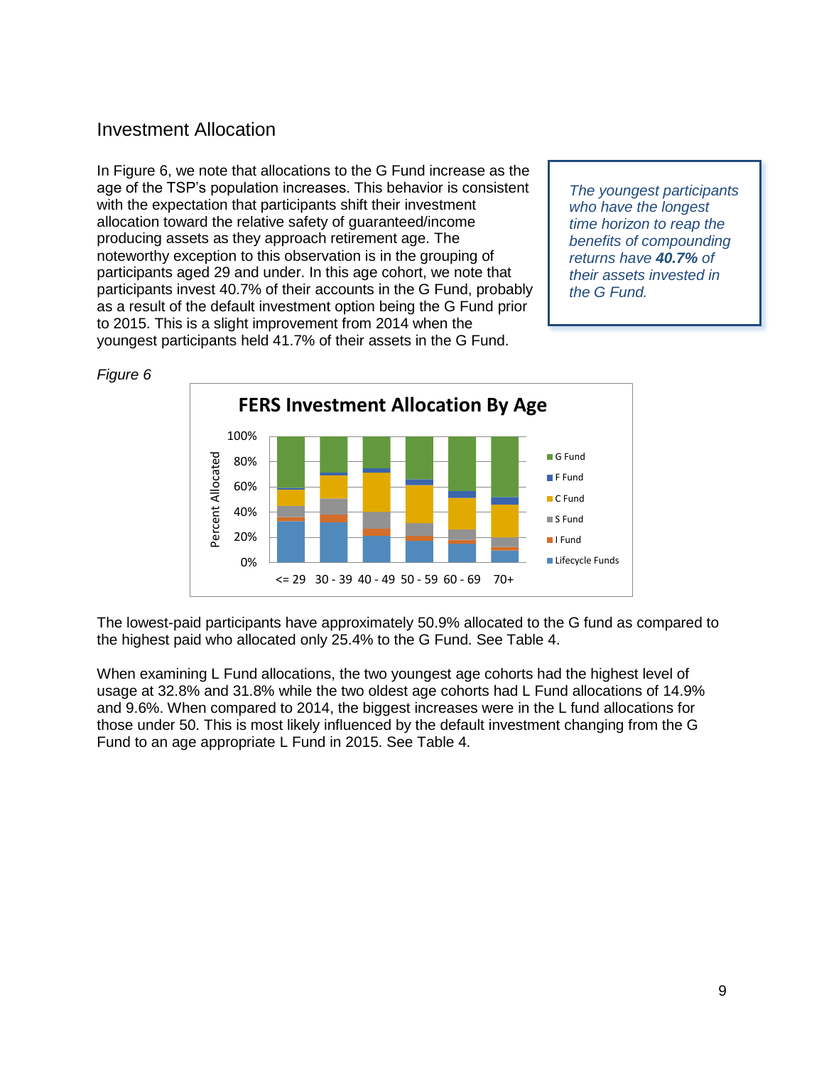## Investment Allocation

In Figure 6, we note that allocations to the G Fund increase as the age of the TSP's population increases. This behavior is consistent with the expectation that participants shift their investment allocation toward the relative safety of guaranteed/income producing assets as they approach retirement age. The noteworthy exception to this observation is in the grouping of participants aged 29 and under. In this age cohort, we note that participants invest 40.7% of their accounts in the G Fund, probably as a result of the default investment option being the G Fund prior to 2015. This is a slight improvement from 2014 when the youngest participants held 41.7% of their assets in the G Fund.

*The youngest participants who have the longest time horizon to reap the benefits of compounding returns have **40.7%** of their assets invested in the G Fund.*

*Figure 6*

**FERS Investment Allocation By Age**

The lowest-paid participants have approximately 50.9% allocated to the G fund as compared to the highest paid who allocated only 25.4% to the G Fund. See Table 4.

When examining L Fund allocations, the two youngest age cohorts had the highest level of usage at 32.8% and 31.8% while the two oldest age cohorts had L Fund allocations of 14.9% and 9.6%. When compared to 2014, the biggest increases were in the L fund allocations for those under 50. This is most likely influenced by the default investment changing from the G Fund to an age appropriate L Fund in 2015. See Table 4.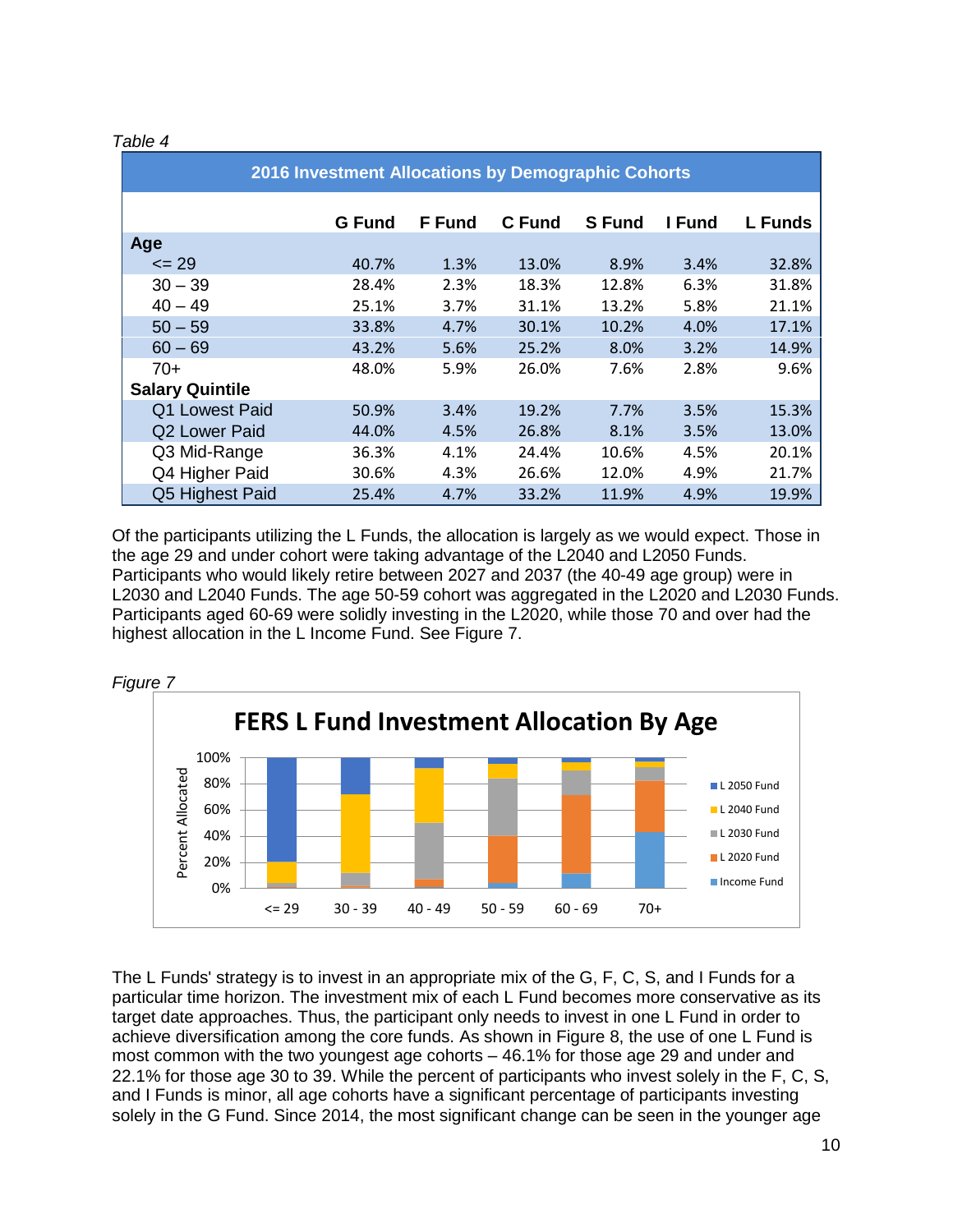*Table 4*

| 2016 Investment Allocations by Demographic Cohorts | | | | | | |
|---|---|---|---|---|---|---|
| | **G Fund** | **F Fund** | **C Fund** | **S Fund** | **I Fund** | **L Funds** |
| **Age** | | | | | | |
| <= 29 | 40.7% | 1.3% | 13.0% | 8.9% | 3.4% | 32.8% |
| 30 – 39 | 28.4% | 2.3% | 18.3% | 12.8% | 6.3% | 31.8% |
| 40 – 49 | 25.1% | 3.7% | 31.1% | 13.2% | 5.8% | 21.1% |
| 50 – 59 | 33.8% | 4.7% | 30.1% | 10.2% | 4.0% | 17.1% |
| 60 – 69 | 43.2% | 5.6% | 25.2% | 8.0% | 3.2% | 14.9% |
| 70+ | 48.0% | 5.9% | 26.0% | 7.6% | 2.8% | 9.6% |
| **Salary Quintile** | | | | | | |
| Q1 Lowest Paid | 50.9% | 3.4% | 19.2% | 7.7% | 3.5% | 15.3% |
| Q2 Lower Paid | 44.0% | 4.5% | 26.8% | 8.1% | 3.5% | 13.0% |
| Q3 Mid-Range | 36.3% | 4.1% | 24.4% | 10.6% | 4.5% | 20.1% |
| Q4 Higher Paid | 30.6% | 4.3% | 26.6% | 12.0% | 4.9% | 21.7% |
| Q5 Highest Paid | 25.4% | 4.7% | 33.2% | 11.9% | 4.9% | 19.9% |

Of the participants utilizing the L Funds, the allocation is largely as we would expect. Those in the age 29 and under cohort were taking advantage of the L2040 and L2050 Funds. Participants who would likely retire between 2027 and 2037 (the 40-49 age group) were in L2030 and L2040 Funds. The age 50-59 cohort was aggregated in the L2020 and L2030 Funds. Participants aged 60-69 were solidly investing in the L2020, while those 70 and over had the highest allocation in the L Income Fund. See Figure 7.

*Figure 7*

**FERS L Fund Investment Allocation By Age**

The L Funds' strategy is to invest in an appropriate mix of the G, F, C, S, and I Funds for a particular time horizon. The investment mix of each L Fund becomes more conservative as its target date approaches. Thus, the participant only needs to invest in one L Fund in order to achieve diversification among the core funds. As shown in Figure 8, the use of one L Fund is most common with the two youngest age cohorts – 46.1% for those age 29 and under and 22.1% for those age 30 to 39. While the percent of participants who invest solely in the F, C, S, and I Funds is minor, all age cohorts have a significant percentage of participants investing solely in the G Fund. Since 2014, the most significant change can be seen in the younger age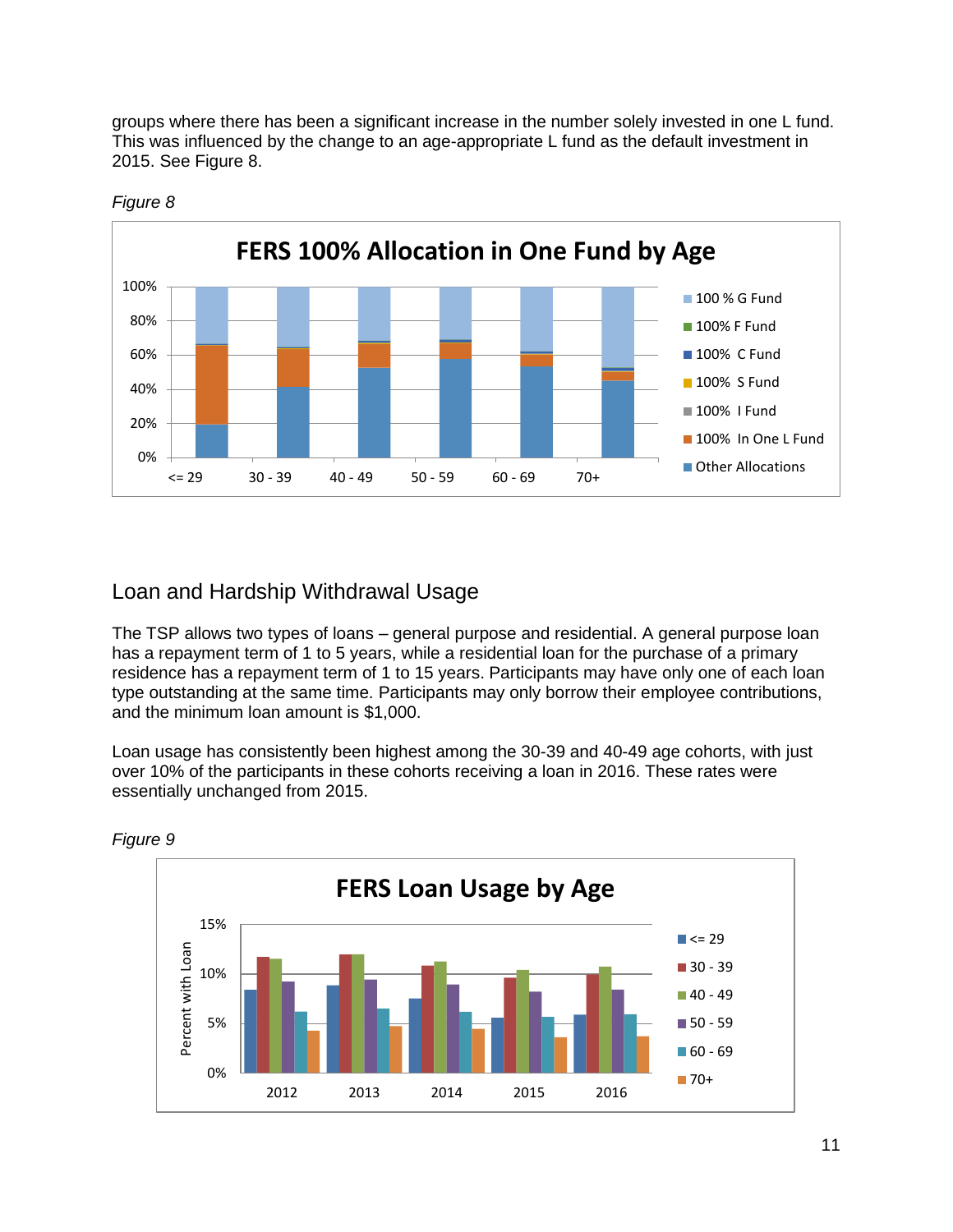groups where there has been a significant increase in the number solely invested in one L fund. This was influenced by the change to an age-appropriate L fund as the default investment in 2015. See Figure 8.

*Figure 8*

## Loan and Hardship Withdrawal Usage

The TSP allows two types of loans – general purpose and residential. A general purpose loan has a repayment term of 1 to 5 years, while a residential loan for the purchase of a primary residence has a repayment term of 1 to 15 years. Participants may have only one of each loan type outstanding at the same time. Participants may only borrow their employee contributions, and the minimum loan amount is $1,000.

Loan usage has consistently been highest among the 30-39 and 40-49 age cohorts, with just over 10% of the participants in these cohorts receiving a loan in 2016. These rates were essentially unchanged from 2015.

*Figure 9*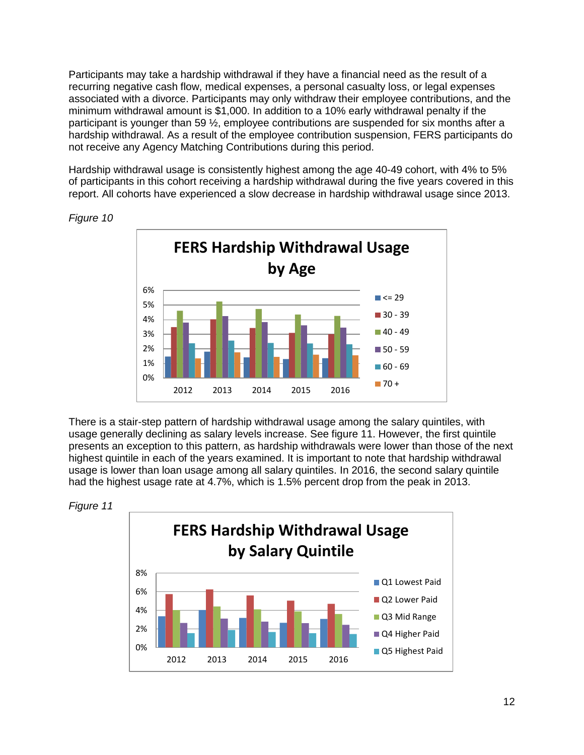Participants may take a hardship withdrawal if they have a financial need as the result of a recurring negative cash flow, medical expenses, a personal casualty loss, or legal expenses associated with a divorce. Participants may only withdraw their employee contributions, and the minimum withdrawal amount is $1,000. In addition to a 10% early withdrawal penalty if the participant is younger than 59 ½, employee contributions are suspended for six months after a hardship withdrawal. As a result of the employee contribution suspension, FERS participants do not receive any Agency Matching Contributions during this period.

Hardship withdrawal usage is consistently highest among the age 40-49 cohort, with 4% to 5% of participants in this cohort receiving a hardship withdrawal during the five years covered in this report. All cohorts have experienced a slow decrease in hardship withdrawal usage since 2013.

*Figure 10*

**FERS Hardship Withdrawal Usage by Age**

There is a stair-step pattern of hardship withdrawal usage among the salary quintiles, with usage generally declining as salary levels increase. See figure 11. However, the first quintile presents an exception to this pattern, as hardship withdrawals were lower than those of the next highest quintile in each of the years examined. It is important to note that hardship withdrawal usage is lower than loan usage among all salary quintiles. In 2016, the second salary quintile had the highest usage rate at 4.7%, which is 1.5% percent drop from the peak in 2013.

*Figure 11*

**FERS Hardship Withdrawal Usage by Salary Quintile**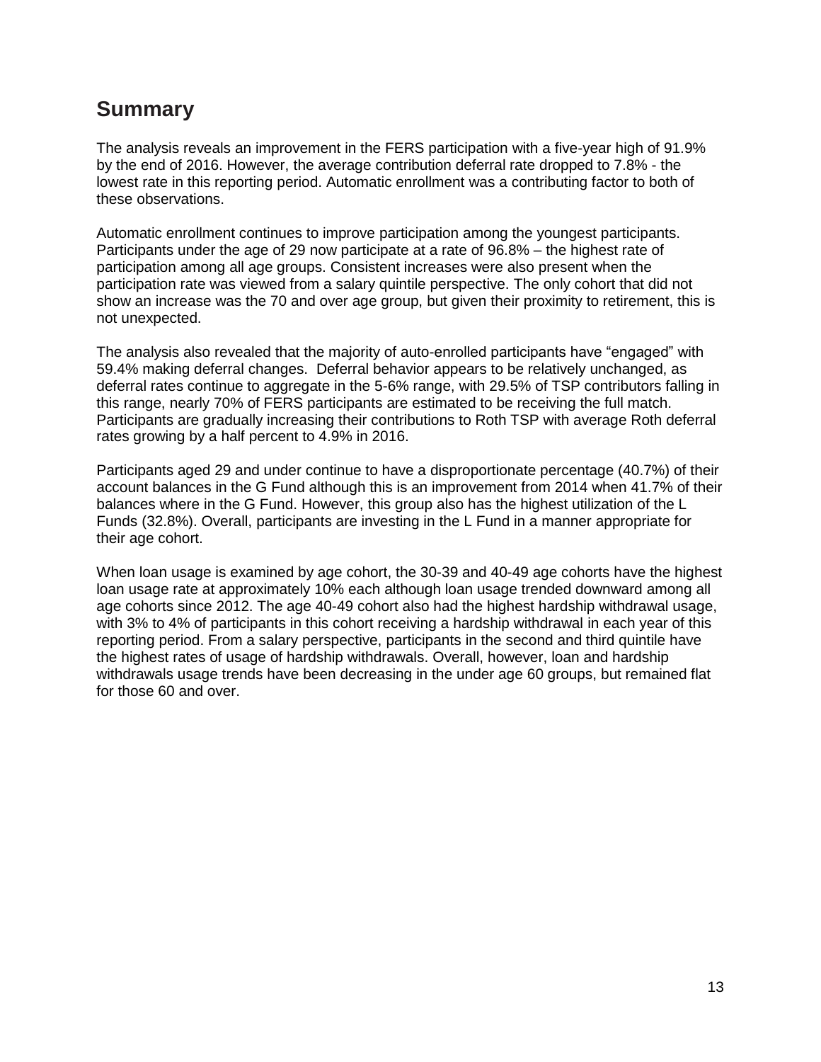## Summary

The analysis reveals an improvement in the FERS participation with a five-year high of 91.9% by the end of 2016. However, the average contribution deferral rate dropped to 7.8% - the lowest rate in this reporting period. Automatic enrollment was a contributing factor to both of these observations.

Automatic enrollment continues to improve participation among the youngest participants. Participants under the age of 29 now participate at a rate of 96.8% – the highest rate of participation among all age groups. Consistent increases were also present when the participation rate was viewed from a salary quintile perspective. The only cohort that did not show an increase was the 70 and over age group, but given their proximity to retirement, this is not unexpected.

The analysis also revealed that the majority of auto-enrolled participants have "engaged" with 59.4% making deferral changes. Deferral behavior appears to be relatively unchanged, as deferral rates continue to aggregate in the 5-6% range, with 29.5% of TSP contributors falling in this range, nearly 70% of FERS participants are estimated to be receiving the full match. Participants are gradually increasing their contributions to Roth TSP with average Roth deferral rates growing by a half percent to 4.9% in 2016.

Participants aged 29 and under continue to have a disproportionate percentage (40.7%) of their account balances in the G Fund although this is an improvement from 2014 when 41.7% of their balances where in the G Fund. However, this group also has the highest utilization of the L Funds (32.8%). Overall, participants are investing in the L Fund in a manner appropriate for their age cohort.

When loan usage is examined by age cohort, the 30-39 and 40-49 age cohorts have the highest loan usage rate at approximately 10% each although loan usage trended downward among all age cohorts since 2012. The age 40-49 cohort also had the highest hardship withdrawal usage, with 3% to 4% of participants in this cohort receiving a hardship withdrawal in each year of this reporting period. From a salary perspective, participants in the second and third quintile have the highest rates of usage of hardship withdrawals. Overall, however, loan and hardship withdrawals usage trends have been decreasing in the under age 60 groups, but remained flat for those 60 and over.